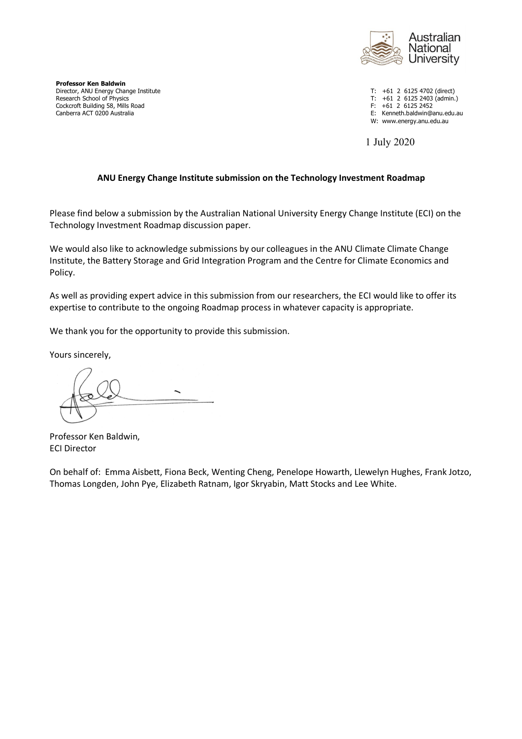Australian National University

**Professor Ken Baldwin**
Director, ANU Energy Change Institute
Research School of Physics
Cockcroft Building 58, Mills Road
Canberra ACT 0200 Australia

T: +61 2 6125 4702 (direct)
T: +61 2 6125 2403 (admin.)
F: +61 2 6125 2452
E: Kenneth.baldwin@anu.edu.au
W: www.energy.anu.edu.au

1 July 2020

**ANU Energy Change Institute submission on the Technology Investment Roadmap**

Please find below a submission by the Australian National University Energy Change Institute (ECI) on the Technology Investment Roadmap discussion paper.

We would also like to acknowledge submissions by our colleagues in the ANU Climate Climate Change Institute, the Battery Storage and Grid Integration Program and the Centre for Climate Economics and Policy.

As well as providing expert advice in this submission from our researchers, the ECI would like to offer its expertise to contribute to the ongoing Roadmap process in whatever capacity is appropriate.

We thank you for the opportunity to provide this submission.

Yours sincerely,

Professor Ken Baldwin,
ECI Director

On behalf of: Emma Aisbett, Fiona Beck, Wenting Cheng, Penelope Howarth, Llewelyn Hughes, Frank Jotzo, Thomas Longden, John Pye, Elizabeth Ratnam, Igor Skryabin, Matt Stocks and Lee White.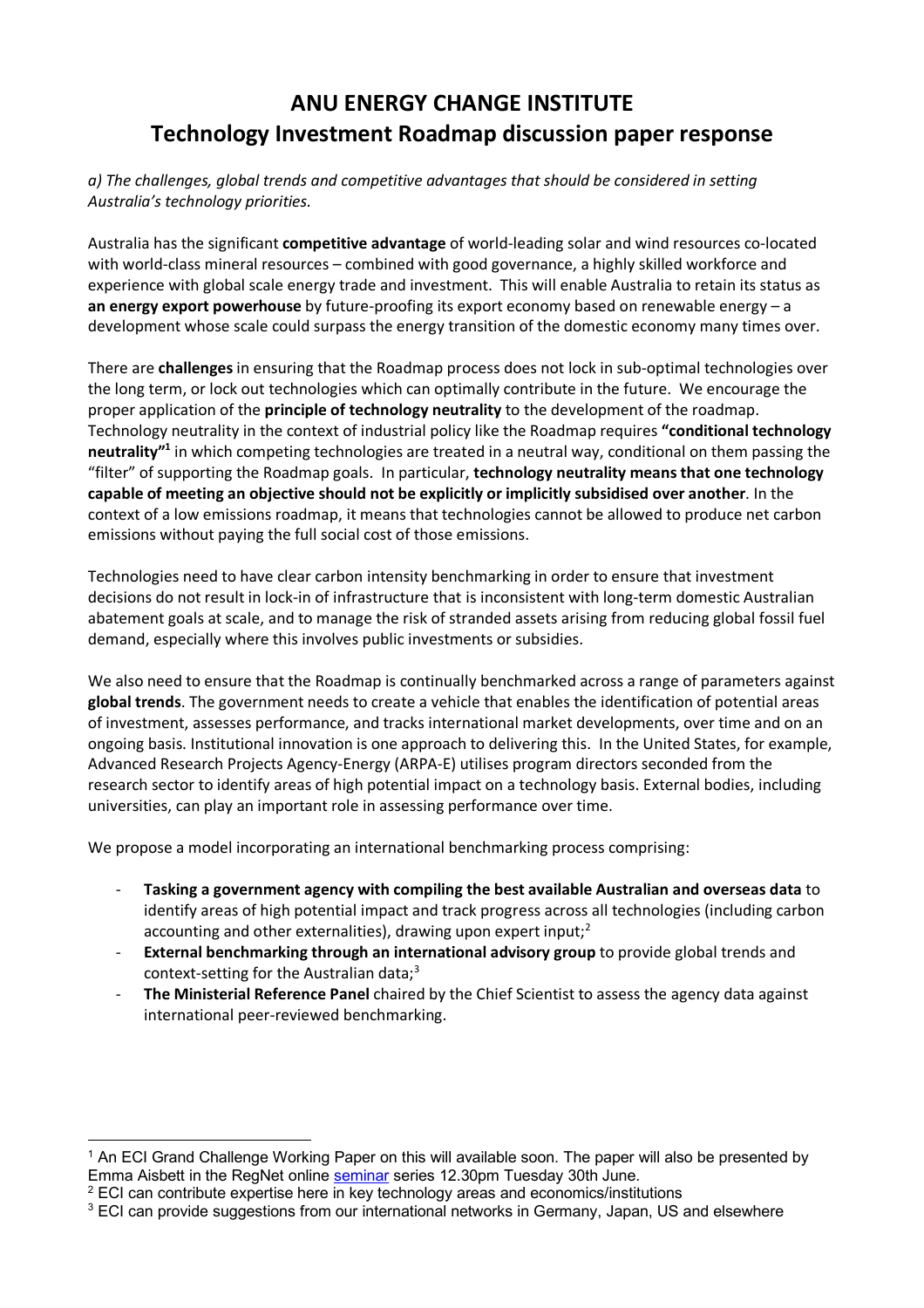# ANU ENERGY CHANGE INSTITUTE
# Technology Investment Roadmap discussion paper response

*a) The challenges, global trends and competitive advantages that should be considered in setting Australia's technology priorities.*

Australia has the significant **competitive advantage** of world-leading solar and wind resources co-located with world-class mineral resources – combined with good governance, a highly skilled workforce and experience with global scale energy trade and investment. This will enable Australia to retain its status as **an energy export powerhouse** by future-proofing its export economy based on renewable energy – a development whose scale could surpass the energy transition of the domestic economy many times over.

There are **challenges** in ensuring that the Roadmap process does not lock in sub-optimal technologies over the long term, or lock out technologies which can optimally contribute in the future. We encourage the proper application of the **principle of technology neutrality** to the development of the roadmap. Technology neutrality in the context of industrial policy like the Roadmap requires **"conditional technology neutrality"**[1] in which competing technologies are treated in a neutral way, conditional on them passing the "filter" of supporting the Roadmap goals. In particular, **technology neutrality means that one technology capable of meeting an objective should not be explicitly or implicitly subsidised over another**. In the context of a low emissions roadmap, it means that technologies cannot be allowed to produce net carbon emissions without paying the full social cost of those emissions.

Technologies need to have clear carbon intensity benchmarking in order to ensure that investment decisions do not result in lock-in of infrastructure that is inconsistent with long-term domestic Australian abatement goals at scale, and to manage the risk of stranded assets arising from reducing global fossil fuel demand, especially where this involves public investments or subsidies.

We also need to ensure that the Roadmap is continually benchmarked across a range of parameters against **global trends**. The government needs to create a vehicle that enables the identification of potential areas of investment, assesses performance, and tracks international market developments, over time and on an ongoing basis. Institutional innovation is one approach to delivering this. In the United States, for example, Advanced Research Projects Agency-Energy (ARPA-E) utilises program directors seconded from the research sector to identify areas of high potential impact on a technology basis. External bodies, including universities, can play an important role in assessing performance over time.

We propose a model incorporating an international benchmarking process comprising:

- **Tasking a government agency with compiling the best available Australian and overseas data** to identify areas of high potential impact and track progress across all technologies (including carbon accounting and other externalities), drawing upon expert input;[2]
- **External benchmarking through an international advisory group** to provide global trends and context-setting for the Australian data;[3]
- **The Ministerial Reference Panel** chaired by the Chief Scientist to assess the agency data against international peer-reviewed benchmarking.

---

[1] An ECI Grand Challenge Working Paper on this will available soon. The paper will also be presented by Emma Aisbett in the RegNet online seminar series 12.30pm Tuesday 30th June.

[2] ECI can contribute expertise here in key technology areas and economics/institutions

[3] ECI can provide suggestions from our international networks in Germany, Japan, US and elsewhere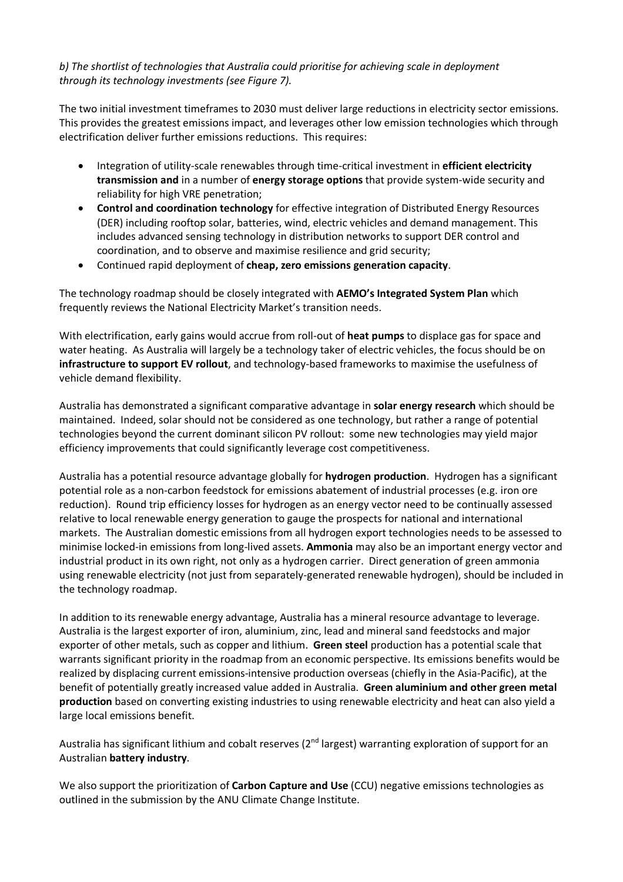*b) The shortlist of technologies that Australia could prioritise for achieving scale in deployment through its technology investments (see Figure 7).*

The two initial investment timeframes to 2030 must deliver large reductions in electricity sector emissions. This provides the greatest emissions impact, and leverages other low emission technologies which through electrification deliver further emissions reductions. This requires:

- Integration of utility-scale renewables through time-critical investment in **efficient electricity transmission and** in a number of **energy storage options** that provide system-wide security and reliability for high VRE penetration;
- **Control and coordination technology** for effective integration of Distributed Energy Resources (DER) including rooftop solar, batteries, wind, electric vehicles and demand management. This includes advanced sensing technology in distribution networks to support DER control and coordination, and to observe and maximise resilience and grid security;
- Continued rapid deployment of **cheap, zero emissions generation capacity**.

The technology roadmap should be closely integrated with **AEMO's Integrated System Plan** which frequently reviews the National Electricity Market's transition needs.

With electrification, early gains would accrue from roll-out of **heat pumps** to displace gas for space and water heating. As Australia will largely be a technology taker of electric vehicles, the focus should be on **infrastructure to support EV rollout**, and technology-based frameworks to maximise the usefulness of vehicle demand flexibility.

Australia has demonstrated a significant comparative advantage in **solar energy research** which should be maintained. Indeed, solar should not be considered as one technology, but rather a range of potential technologies beyond the current dominant silicon PV rollout: some new technologies may yield major efficiency improvements that could significantly leverage cost competitiveness.

Australia has a potential resource advantage globally for **hydrogen production**. Hydrogen has a significant potential role as a non-carbon feedstock for emissions abatement of industrial processes (e.g. iron ore reduction). Round trip efficiency losses for hydrogen as an energy vector need to be continually assessed relative to local renewable energy generation to gauge the prospects for national and international markets. The Australian domestic emissions from all hydrogen export technologies needs to be assessed to minimise locked-in emissions from long-lived assets. **Ammonia** may also be an important energy vector and industrial product in its own right, not only as a hydrogen carrier. Direct generation of green ammonia using renewable electricity (not just from separately-generated renewable hydrogen), should be included in the technology roadmap.

In addition to its renewable energy advantage, Australia has a mineral resource advantage to leverage. Australia is the largest exporter of iron, aluminium, zinc, lead and mineral sand feedstocks and major exporter of other metals, such as copper and lithium. **Green steel** production has a potential scale that warrants significant priority in the roadmap from an economic perspective. Its emissions benefits would be realized by displacing current emissions-intensive production overseas (chiefly in the Asia-Pacific), at the benefit of potentially greatly increased value added in Australia. **Green aluminium and other green metal production** based on converting existing industries to using renewable electricity and heat can also yield a large local emissions benefit.

Australia has significant lithium and cobalt reserves (2nd largest) warranting exploration of support for an Australian **battery industry**.

We also support the prioritization of **Carbon Capture and Use** (CCU) negative emissions technologies as outlined in the submission by the ANU Climate Change Institute.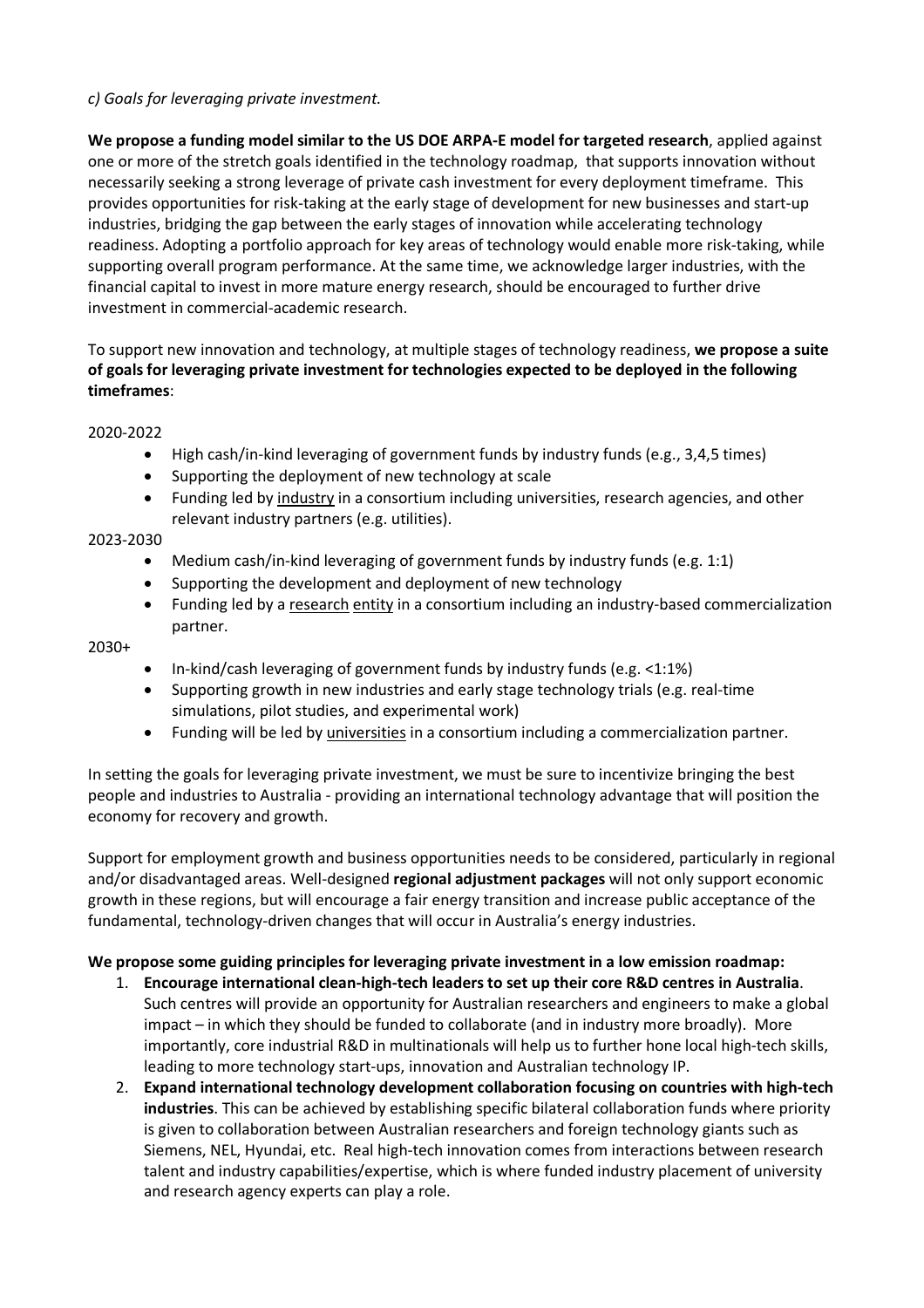*c) Goals for leveraging private investment.*

**We propose a funding model similar to the US DOE ARPA-E model for targeted research**, applied against one or more of the stretch goals identified in the technology roadmap, that supports innovation without necessarily seeking a strong leverage of private cash investment for every deployment timeframe. This provides opportunities for risk-taking at the early stage of development for new businesses and start-up industries, bridging the gap between the early stages of innovation while accelerating technology readiness. Adopting a portfolio approach for key areas of technology would enable more risk-taking, while supporting overall program performance. At the same time, we acknowledge larger industries, with the financial capital to invest in more mature energy research, should be encouraged to further drive investment in commercial-academic research.

To support new innovation and technology, at multiple stages of technology readiness, **we propose a suite of goals for leveraging private investment for technologies expected to be deployed in the following timeframes**:

2020-2022

- High cash/in-kind leveraging of government funds by industry funds (e.g., 3,4,5 times)
- Supporting the deployment of new technology at scale
- Funding led by <u>industry</u> in a consortium including universities, research agencies, and other relevant industry partners (e.g. utilities).

2023-2030

- Medium cash/in-kind leveraging of government funds by industry funds (e.g. 1:1)
- Supporting the development and deployment of new technology
- Funding led by a <u>research entity</u> in a consortium including an industry-based commercialization partner.

2030+

- In-kind/cash leveraging of government funds by industry funds (e.g. <1:1%)
- Supporting growth in new industries and early stage technology trials (e.g. real-time simulations, pilot studies, and experimental work)
- Funding will be led by <u>universities</u> in a consortium including a commercialization partner.

In setting the goals for leveraging private investment, we must be sure to incentivize bringing the best people and industries to Australia - providing an international technology advantage that will position the economy for recovery and growth.

Support for employment growth and business opportunities needs to be considered, particularly in regional and/or disadvantaged areas. Well-designed **regional adjustment packages** will not only support economic growth in these regions, but will encourage a fair energy transition and increase public acceptance of the fundamental, technology-driven changes that will occur in Australia's energy industries.

**We propose some guiding principles for leveraging private investment in a low emission roadmap:**

1. **Encourage international clean-high-tech leaders to set up their core R&D centres in Australia**. Such centres will provide an opportunity for Australian researchers and engineers to make a global impact – in which they should be funded to collaborate (and in industry more broadly). More importantly, core industrial R&D in multinationals will help us to further hone local high-tech skills, leading to more technology start-ups, innovation and Australian technology IP.
2. **Expand international technology development collaboration focusing on countries with high-tech industries**. This can be achieved by establishing specific bilateral collaboration funds where priority is given to collaboration between Australian researchers and foreign technology giants such as Siemens, NEL, Hyundai, etc. Real high-tech innovation comes from interactions between research talent and industry capabilities/expertise, which is where funded industry placement of university and research agency experts can play a role.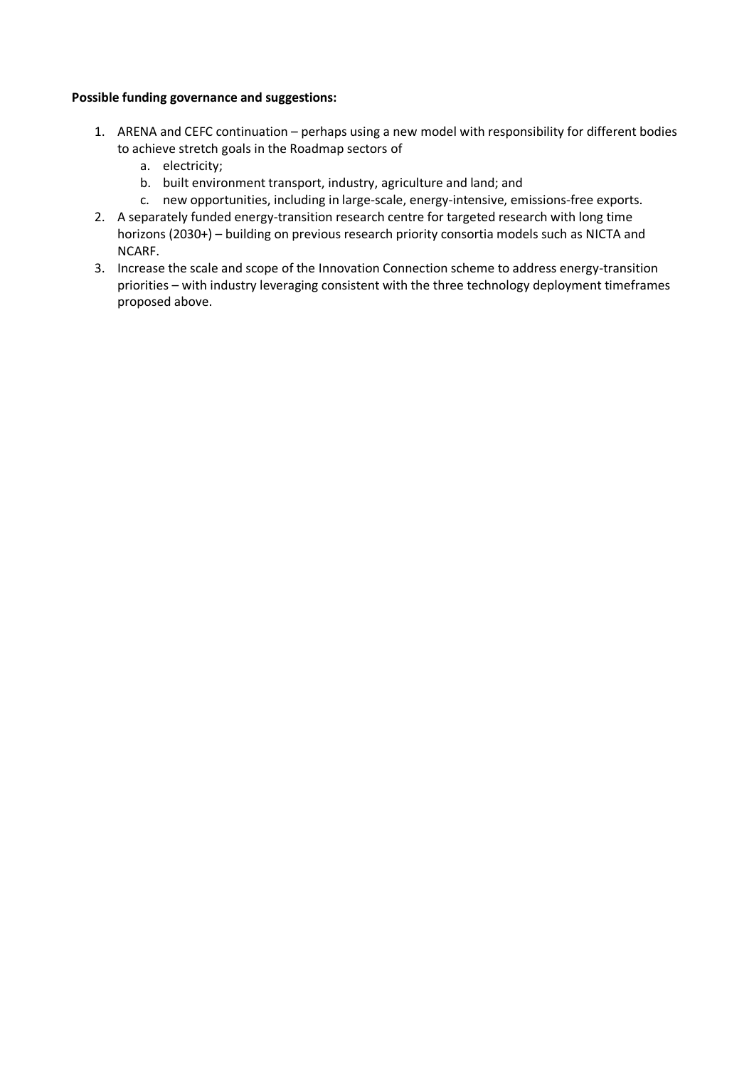**Possible funding governance and suggestions:**

1. ARENA and CEFC continuation – perhaps using a new model with responsibility for different bodies to achieve stretch goals in the Roadmap sectors of
    a. electricity;
    b. built environment transport, industry, agriculture and land; and
    c. new opportunities, including in large-scale, energy-intensive, emissions-free exports.
2. A separately funded energy-transition research centre for targeted research with long time horizons (2030+) – building on previous research priority consortia models such as NICTA and NCARF.
3. Increase the scale and scope of the Innovation Connection scheme to address energy-transition priorities – with industry leveraging consistent with the three technology deployment timeframes proposed above.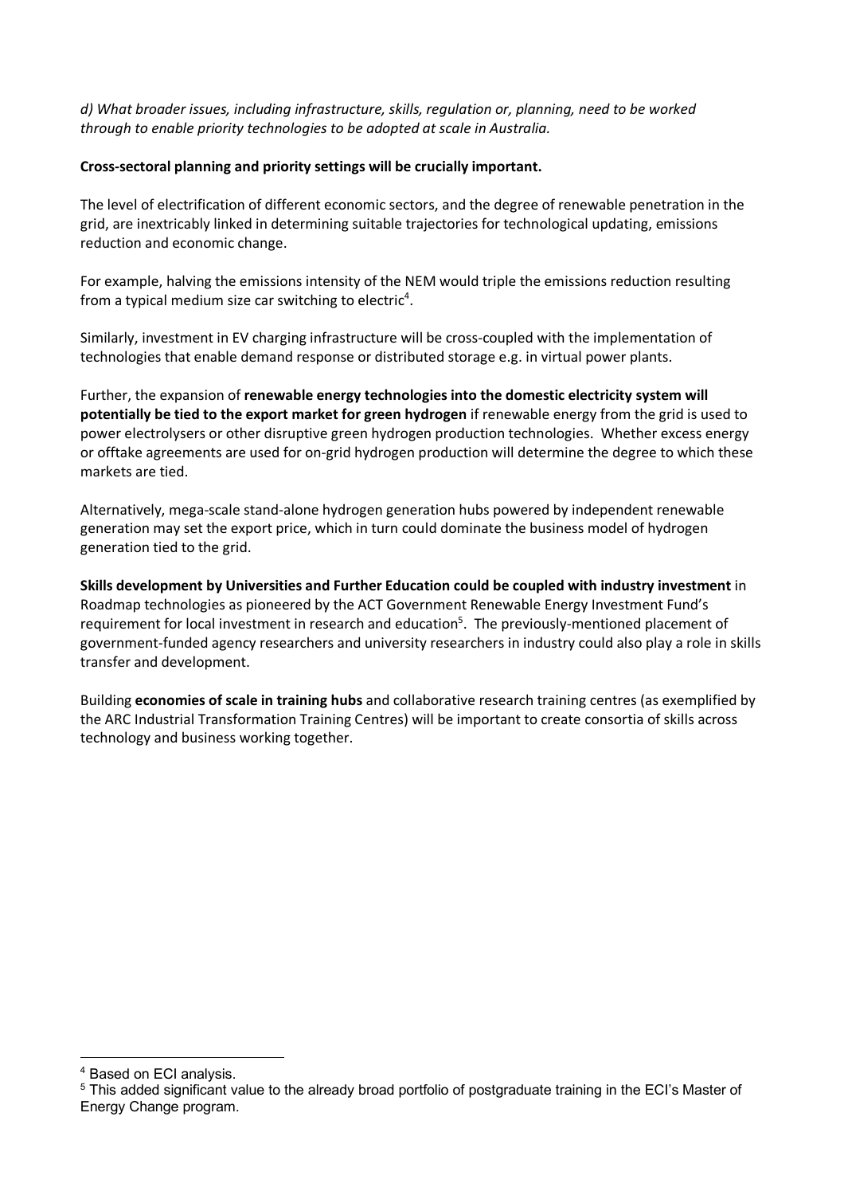*d) What broader issues, including infrastructure, skills, regulation or, planning, need to be worked through to enable priority technologies to be adopted at scale in Australia.*

**Cross-sectoral planning and priority settings will be crucially important.**

The level of electrification of different economic sectors, and the degree of renewable penetration in the grid, are inextricably linked in determining suitable trajectories for technological updating, emissions reduction and economic change.

For example, halving the emissions intensity of the NEM would triple the emissions reduction resulting from a typical medium size car switching to electric[4].

Similarly, investment in EV charging infrastructure will be cross-coupled with the implementation of technologies that enable demand response or distributed storage e.g. in virtual power plants.

Further, the expansion of **renewable energy technologies into the domestic electricity system will potentially be tied to the export market for green hydrogen** if renewable energy from the grid is used to power electrolysers or other disruptive green hydrogen production technologies. Whether excess energy or offtake agreements are used for on-grid hydrogen production will determine the degree to which these markets are tied.

Alternatively, mega-scale stand-alone hydrogen generation hubs powered by independent renewable generation may set the export price, which in turn could dominate the business model of hydrogen generation tied to the grid.

**Skills development by Universities and Further Education could be coupled with industry investment** in Roadmap technologies as pioneered by the ACT Government Renewable Energy Investment Fund's requirement for local investment in research and education[5]. The previously-mentioned placement of government-funded agency researchers and university researchers in industry could also play a role in skills transfer and development.

Building **economies of scale in training hubs** and collaborative research training centres (as exemplified by the ARC Industrial Transformation Training Centres) will be important to create consortia of skills across technology and business working together.

---

[4] Based on ECI analysis.

[5] This added significant value to the already broad portfolio of postgraduate training in the ECI's Master of Energy Change program.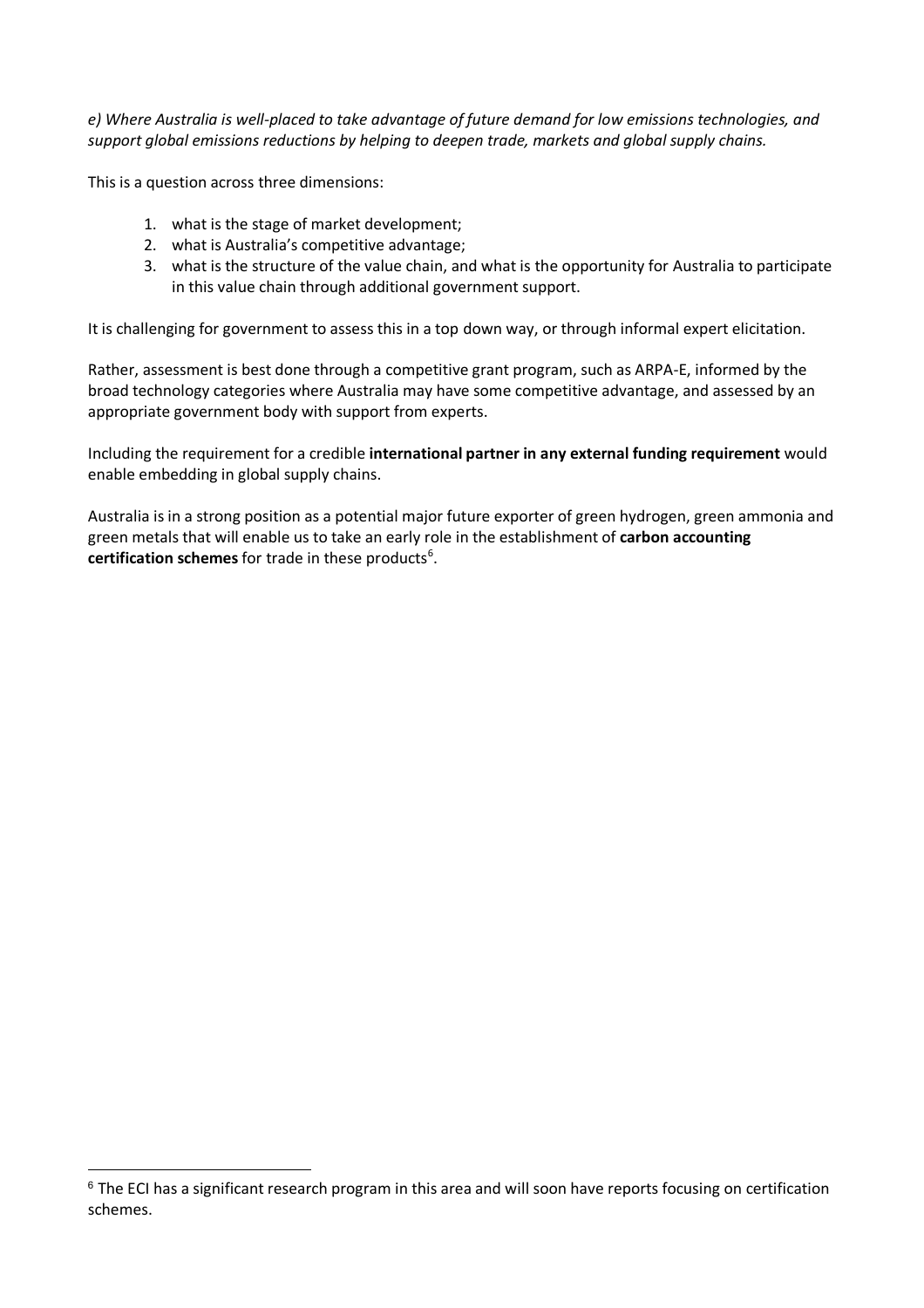*e) Where Australia is well-placed to take advantage of future demand for low emissions technologies, and support global emissions reductions by helping to deepen trade, markets and global supply chains.*

This is a question across three dimensions:

1. what is the stage of market development;
2. what is Australia's competitive advantage;
3. what is the structure of the value chain, and what is the opportunity for Australia to participate in this value chain through additional government support.

It is challenging for government to assess this in a top down way, or through informal expert elicitation.

Rather, assessment is best done through a competitive grant program, such as ARPA-E, informed by the broad technology categories where Australia may have some competitive advantage, and assessed by an appropriate government body with support from experts.

Including the requirement for a credible **international partner in any external funding requirement** would enable embedding in global supply chains.

Australia is in a strong position as a potential major future exporter of green hydrogen, green ammonia and green metals that will enable us to take an early role in the establishment of **carbon accounting certification schemes** for trade in these products[6].

---

[6] The ECI has a significant research program in this area and will soon have reports focusing on certification schemes.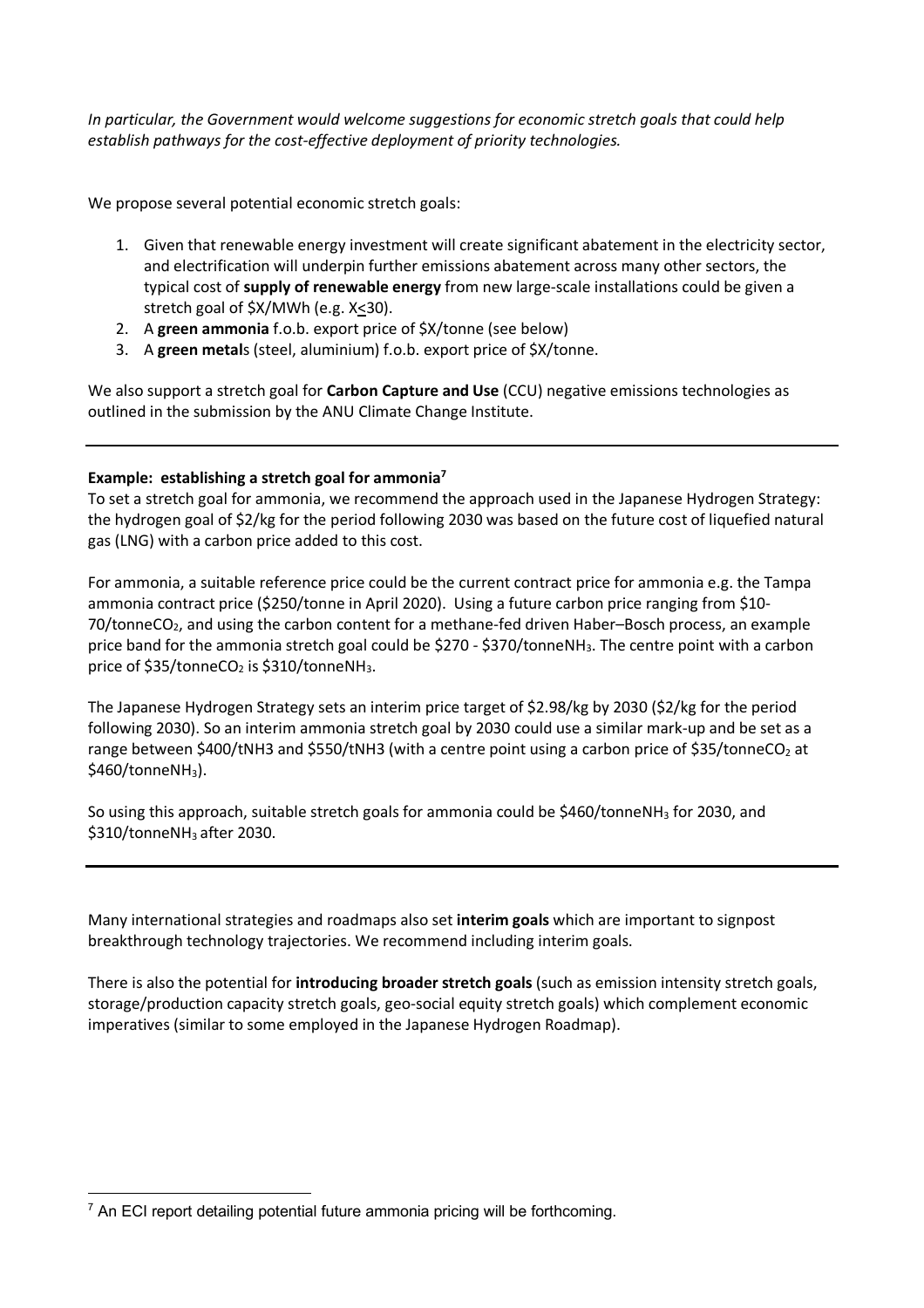*In particular, the Government would welcome suggestions for economic stretch goals that could help establish pathways for the cost-effective deployment of priority technologies.*

We propose several potential economic stretch goals:

1. Given that renewable energy investment will create significant abatement in the electricity sector, and electrification will underpin further emissions abatement across many other sectors, the typical cost of **supply of renewable energy** from new large-scale installations could be given a stretch goal of \$X/MWh (e.g. $X \leq 30$).
2. A **green ammonia** f.o.b. export price of \$X/tonne (see below)
3. A **green metal**s (steel, aluminium) f.o.b. export price of \$X/tonne.

We also support a stretch goal for **Carbon Capture and Use** (CCU) negative emissions technologies as outlined in the submission by the ANU Climate Change Institute.

---

**Example: establishing a stretch goal for ammonia**[7]

To set a stretch goal for ammonia, we recommend the approach used in the Japanese Hydrogen Strategy: the hydrogen goal of \$2/kg for the period following 2030 was based on the future cost of liquefied natural gas (LNG) with a carbon price added to this cost.

For ammonia, a suitable reference price could be the current contract price for ammonia e.g. the Tampa ammonia contract price (\$250/tonne in April 2020). Using a future carbon price ranging from \$10-70/tonne$CO_2$, and using the carbon content for a methane-fed driven Haber–Bosch process, an example price band for the ammonia stretch goal could be \$270 - \$370/tonne$NH_3$. The centre point with a carbon price of \$35/tonne$CO_2$ is \$310/tonne$NH_3$.

The Japanese Hydrogen Strategy sets an interim price target of \$2.98/kg by 2030 (\$2/kg for the period following 2030). So an interim ammonia stretch goal by 2030 could use a similar mark-up and be set as a range between \$400/tNH3 and \$550/tNH3 (with a centre point using a carbon price of \$35/tonne$CO_2$ at \$460/tonne$NH_3$).

So using this approach, suitable stretch goals for ammonia could be \$460/tonne$NH_3$ for 2030, and \$310/tonne$NH_3$ after 2030.

---

Many international strategies and roadmaps also set **interim goals** which are important to signpost breakthrough technology trajectories. We recommend including interim goals.

There is also the potential for **introducing broader stretch goals** (such as emission intensity stretch goals, storage/production capacity stretch goals, geo-social equity stretch goals) which complement economic imperatives (similar to some employed in the Japanese Hydrogen Roadmap).

---

[7] An ECI report detailing potential future ammonia pricing will be forthcoming.